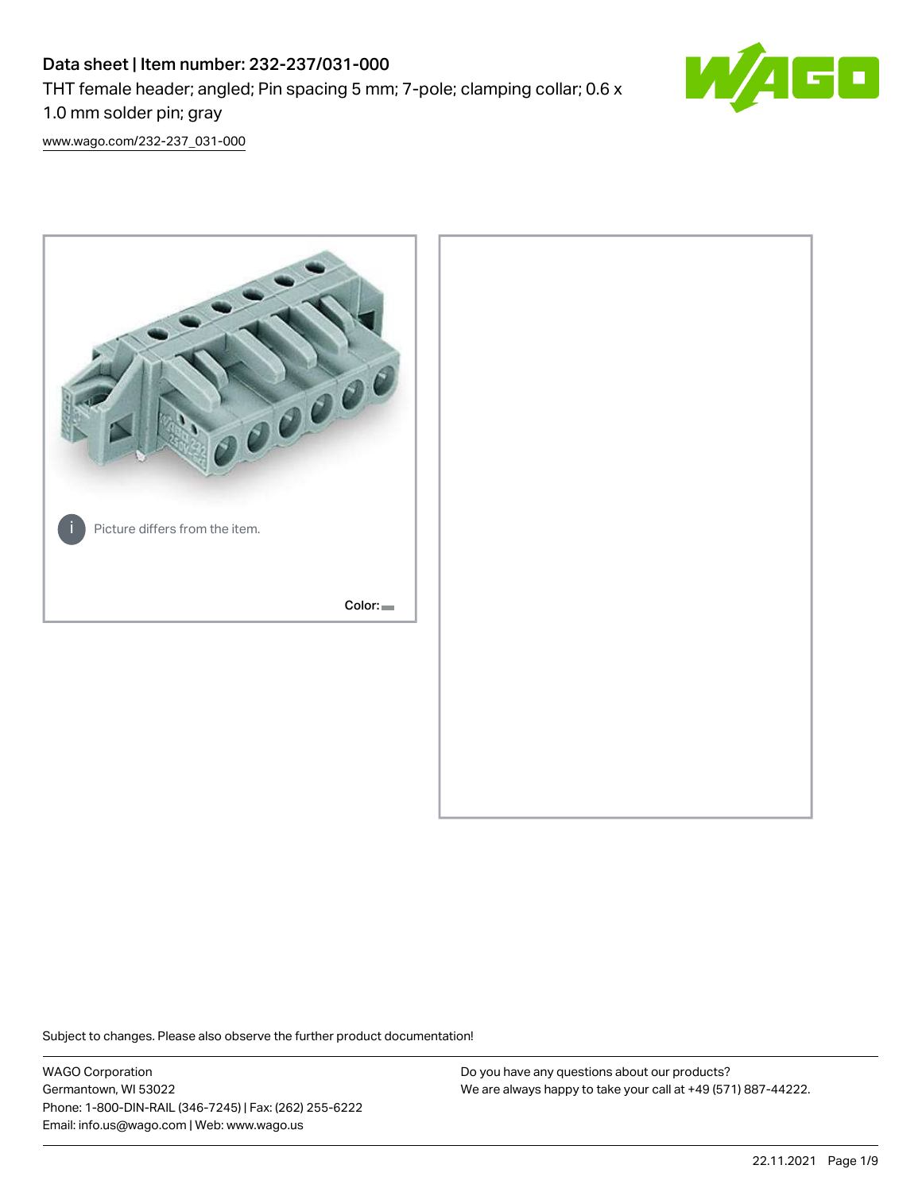# Data sheet | Item number: 232-237/031-000

THT female header; angled; Pin spacing 5 mm; 7-pole; clamping collar; 0.6 x 1.0 mm solder pin; gray

www.wago.com/232-237_031-000

Picture differs from the item.

Color:

Subject to changes. Please also observe the further product documentation!

WAGO Corporation
Germantown, WI 53022
Phone: 1-800-DIN-RAIL (346-7245) | Fax: (262) 255-6222
Email: info.us@wago.com | Web: www.wago.us

Do you have any questions about our products?
We are always happy to take your call at +49 (571) 887-44222.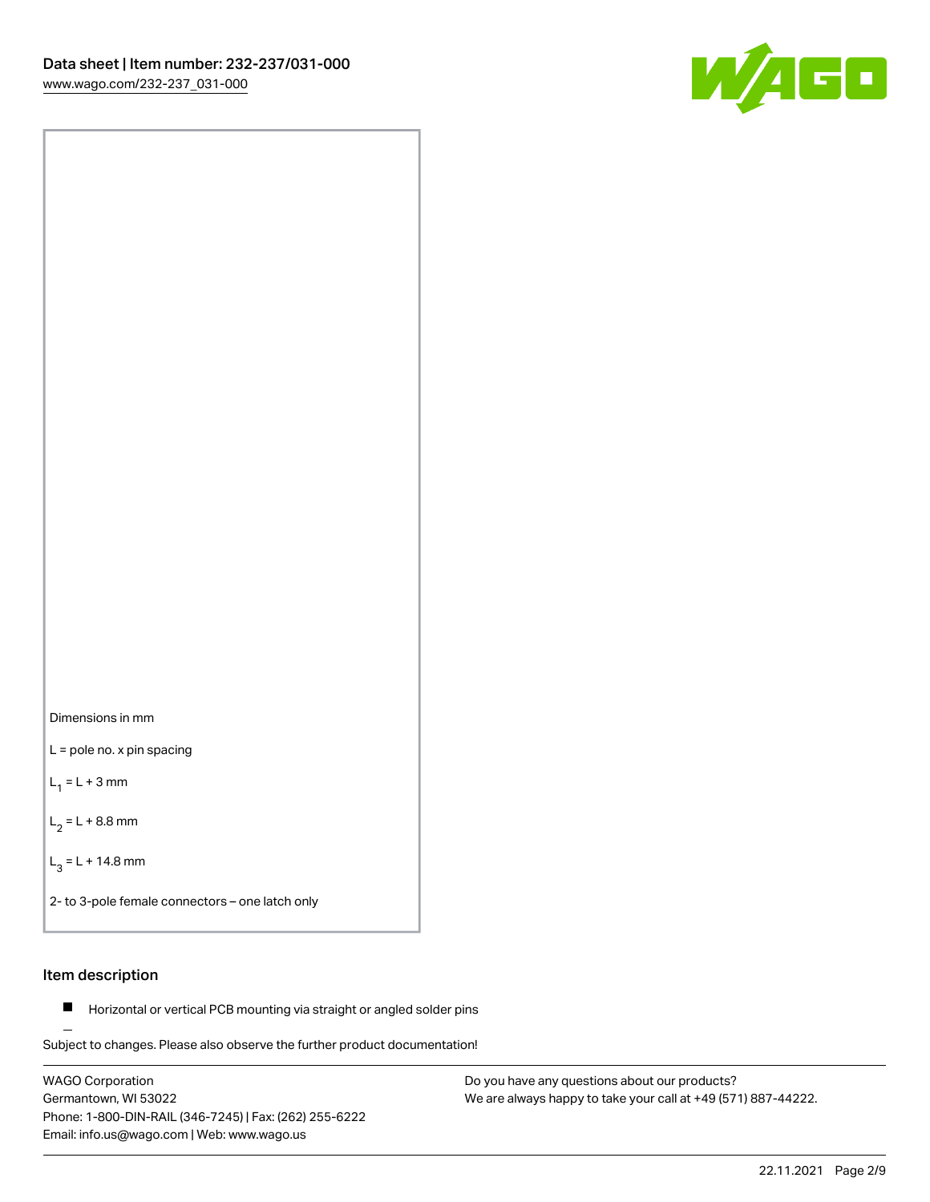Dimensions in mm

L = pole no. x pin spacing

$L_1$ = L + 3 mm

$L_2$ = L + 8.8 mm

$L_3$ = L + 14.8 mm

2- to 3-pole female connectors – one latch only

## Item description

- Horizontal or vertical PCB mounting via straight or angled solder pins

Subject to changes. Please also observe the further product documentation!

WAGO Corporation
Germantown, WI 53022
Phone: 1-800-DIN-RAIL (346-7245) | Fax: (262) 255-6222
Email: info.us@wago.com | Web: www.wago.us

Do you have any questions about our products?
We are always happy to take your call at +49 (571) 887-44222.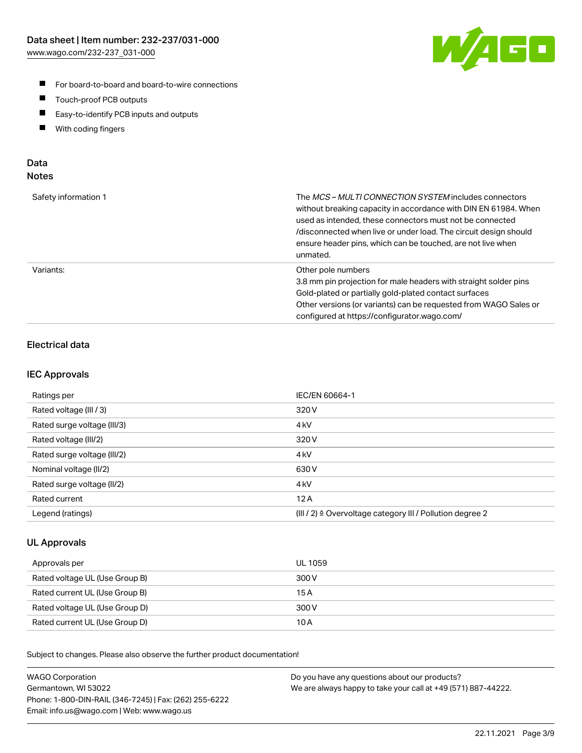- For board-to-board and board-to-wire connections
- Touch-proof PCB outputs
- Easy-to-identify PCB inputs and outputs
- With coding fingers

## Data
## Notes

| | |
|---|---|
| Safety information 1 | The *MCS – MULTI CONNECTION SYSTEM* includes connectors without breaking capacity in accordance with DIN EN 61984. When used as intended, these connectors must not be connected /disconnected when live or under load. The circuit design should ensure header pins, which can be touched, are not live when unmated. |
| Variants: | Other pole numbers<br>3.8 mm pin projection for male headers with straight solder pins<br>Gold-plated or partially gold-plated contact surfaces<br>Other versions (or variants) can be requested from WAGO Sales or configured at https://configurator.wago.com/ |

### Electrical data

### IEC Approvals

| | |
|---|---|
| Ratings per | IEC/EN 60664-1 |
| Rated voltage (III / 3) | 320 V |
| Rated surge voltage (III/3) | 4 kV |
| Rated voltage (III/2) | 320 V |
| Rated surge voltage (III/2) | 4 kV |
| Nominal voltage (II/2) | 630 V |
| Rated surge voltage (II/2) | 4 kV |
| Rated current | 12 A |
| Legend (ratings) | (III / 2) ≙ Overvoltage category III / Pollution degree 2 |

### UL Approvals

| | |
|---|---|
| Approvals per | UL 1059 |
| Rated voltage UL (Use Group B) | 300 V |
| Rated current UL (Use Group B) | 15 A |
| Rated voltage UL (Use Group D) | 300 V |
| Rated current UL (Use Group D) | 10 A |

Subject to changes. Please also observe the further product documentation!

WAGO Corporation
Germantown, WI 53022
Phone: 1-800-DIN-RAIL (346-7245) | Fax: (262) 255-6222
Email: info.us@wago.com | Web: www.wago.us

Do you have any questions about our products?
We are always happy to take your call at +49 (571) 887-44222.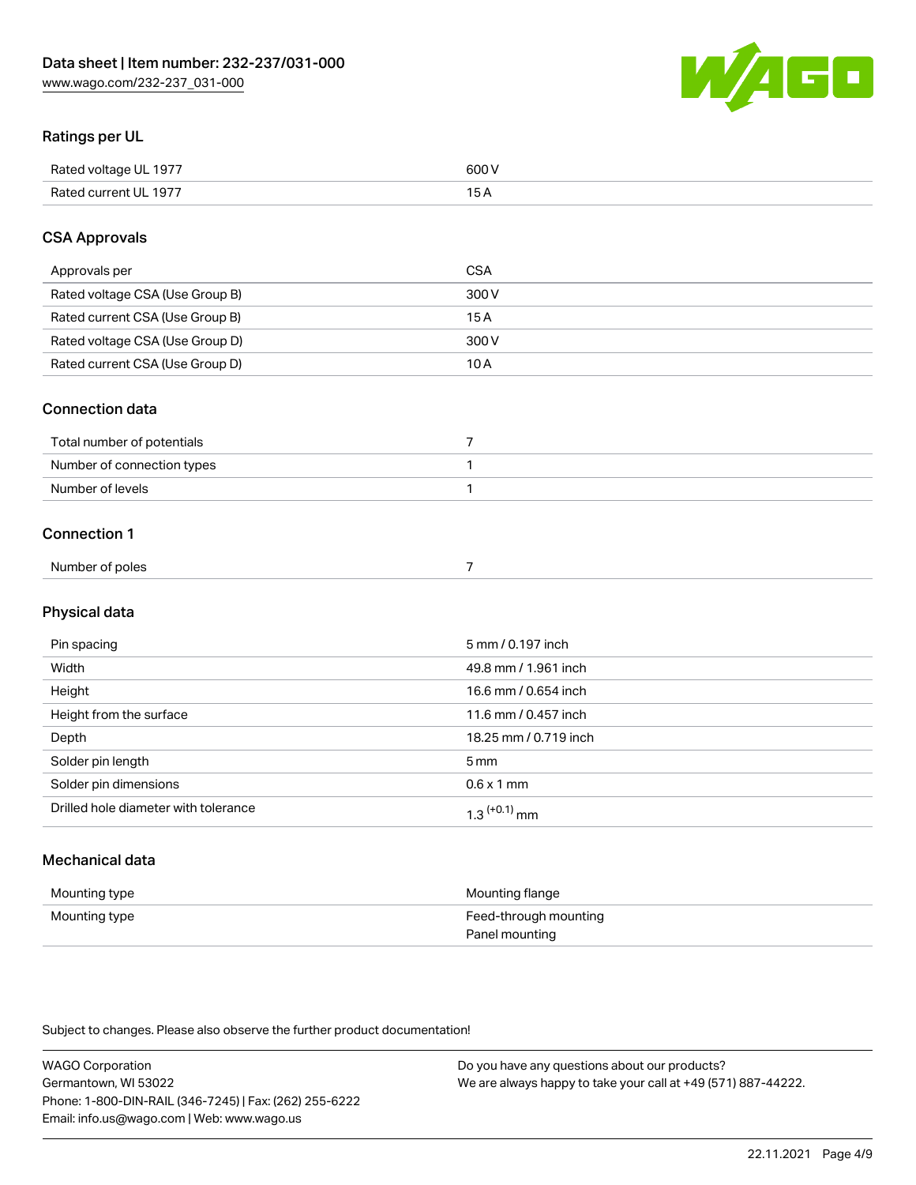## Ratings per UL

| | |
|---|---|
| Rated voltage UL 1977 | 600 V |
| Rated current UL 1977 | 15 A |

## CSA Approvals

| | |
|---|---|
| Approvals per | CSA |
| Rated voltage CSA (Use Group B) | 300 V |
| Rated current CSA (Use Group B) | 15 A |
| Rated voltage CSA (Use Group D) | 300 V |
| Rated current CSA (Use Group D) | 10 A |

## Connection data

| | |
|---|---|
| Total number of potentials | 7 |
| Number of connection types | 1 |
| Number of levels | 1 |

## Connection 1

| | |
|---|---|
| Number of poles | 7 |

## Physical data

| | |
|---|---|
| Pin spacing | 5 mm / 0.197 inch |
| Width | 49.8 mm / 1.961 inch |
| Height | 16.6 mm / 0.654 inch |
| Height from the surface | 11.6 mm / 0.457 inch |
| Depth | 18.25 mm / 0.719 inch |
| Solder pin length | 5 mm |
| Solder pin dimensions | 0.6 x 1 mm |
| Drilled hole diameter with tolerance | $1.3^{(+0.1)}$ mm |

## Mechanical data

| | |
|---|---|
| Mounting type | Mounting flange |
| Mounting type | Feed-through mounting<br>Panel mounting |

Subject to changes. Please also observe the further product documentation!

WAGO Corporation
Germantown, WI 53022
Phone: 1-800-DIN-RAIL (346-7245) | Fax: (262) 255-6222
Email: info.us@wago.com | Web: www.wago.us

Do you have any questions about our products?
We are always happy to take your call at +49 (571) 887-44222.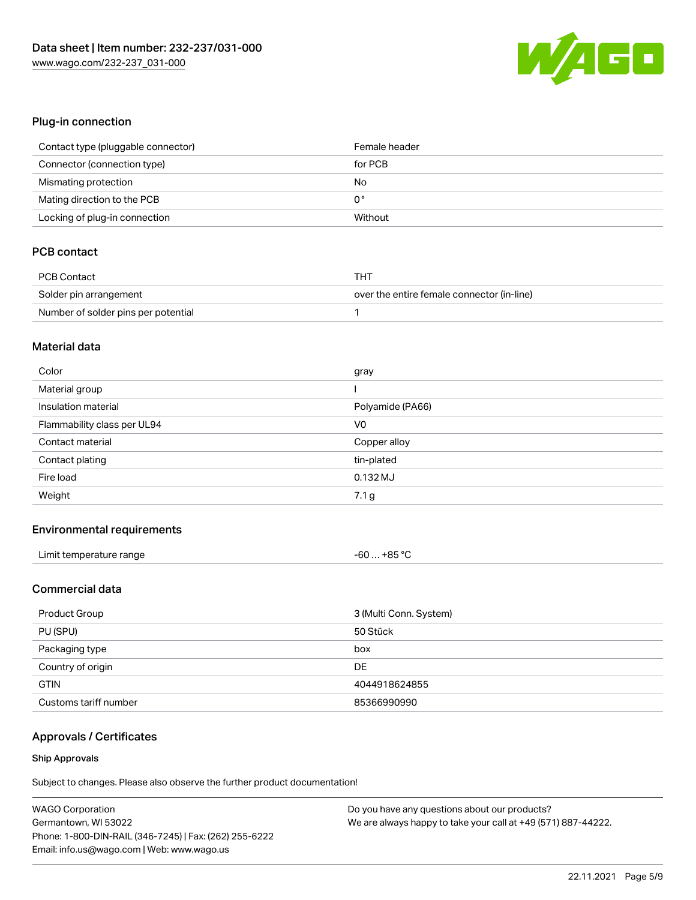## Plug-in connection

| | |
|---|---|
| Contact type (pluggable connector) | Female header |
| Connector (connection type) | for PCB |
| Mismating protection | No |
| Mating direction to the PCB | 0 ° |
| Locking of plug-in connection | Without |

## PCB contact

| | |
|---|---|
| PCB Contact | THT |
| Solder pin arrangement | over the entire female connector (in-line) |
| Number of solder pins per potential | 1 |

## Material data

| | |
|---|---|
| Color | gray |
| Material group | I |
| Insulation material | Polyamide (PA66) |
| Flammability class per UL94 | V0 |
| Contact material | Copper alloy |
| Contact plating | tin-plated |
| Fire load | 0.132 MJ |
| Weight | 7.1 g |

## Environmental requirements

| | |
|---|---|
| Limit temperature range | -60 … +85 °C |

## Commercial data

| | |
|---|---|
| Product Group | 3 (Multi Conn. System) |
| PU (SPU) | 50 Stück |
| Packaging type | box |
| Country of origin | DE |
| GTIN | 4044918624855 |
| Customs tariff number | 85366990990 |

## Approvals / Certificates

### Ship Approvals

Subject to changes. Please also observe the further product documentation!

WAGO Corporation
Germantown, WI 53022
Phone: 1-800-DIN-RAIL (346-7245) | Fax: (262) 255-6222
Email: info.us@wago.com | Web: www.wago.us

Do you have any questions about our products?
We are always happy to take your call at +49 (571) 887-44222.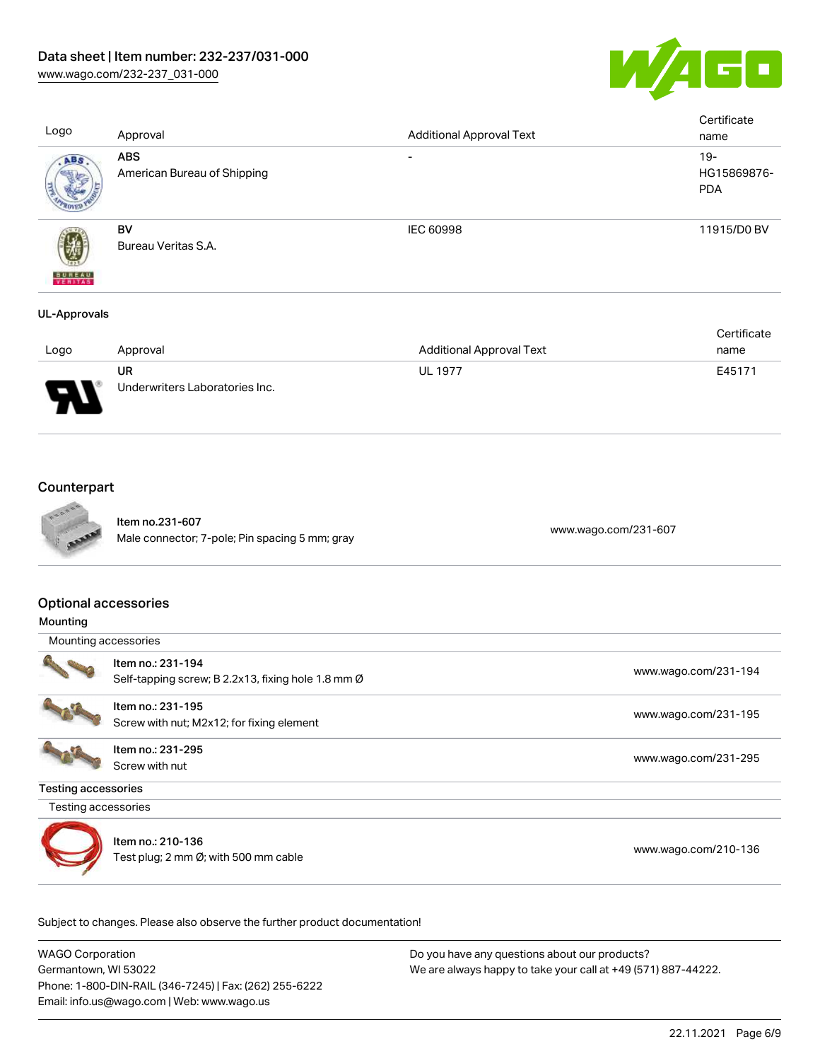| Logo | Approval | Additional Approval Text | Certificate name |
| --- | --- | --- | --- |
| | **ABS**<br>American Bureau of Shipping | - | 19-HG15869876-PDA |
| | **BV**<br>Bureau Veritas S.A. | IEC 60998 | 11915/D0 BV |

**UL-Approvals**

| Logo | Approval | Additional Approval Text | Certificate name |
| --- | --- | --- | --- |
| | **UR**<br>Underwriters Laboratories Inc. | UL 1977 | E45171 |

## Counterpart

| | | |
| --- | --- | --- |
| | **Item no.231-607**<br>Male connector; 7-pole; Pin spacing 5 mm; gray | www.wago.com/231-607 |

## Optional accessories

**Mounting**

Mounting accessories

| | | |
| --- | --- | --- |
| | **Item no.: 231-194**<br>Self-tapping screw; B 2.2x13, fixing hole 1.8 mm Ø | www.wago.com/231-194 |
| | **Item no.: 231-195**<br>Screw with nut; M2x12; for fixing element | www.wago.com/231-195 |
| | **Item no.: 231-295**<br>Screw with nut | www.wago.com/231-295 |

**Testing accessories**

Testing accessories

| | | |
| --- | --- | --- |
| | **Item no.: 210-136**<br>Test plug; 2 mm Ø; with 500 mm cable | www.wago.com/210-136 |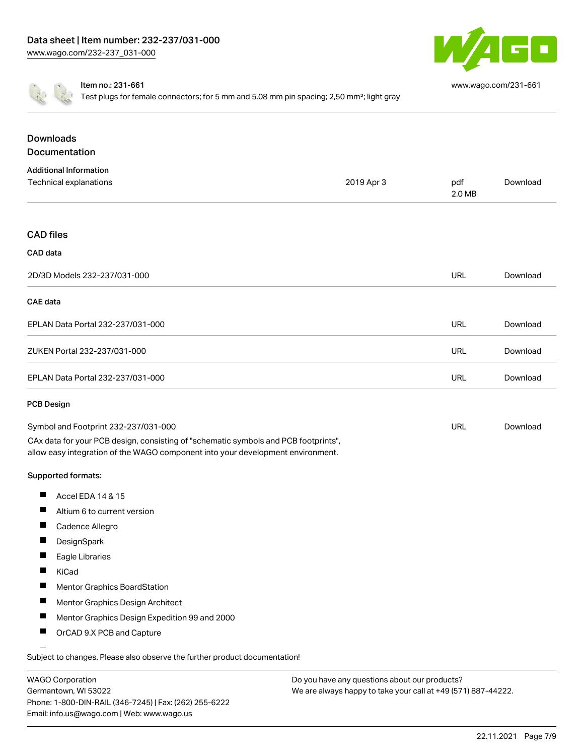Item no.: 231-661
Test plugs for female connectors; for 5 mm and 5.08 mm pin spacing; 2,50 mm²; light gray

www.wago.com/231-661

## Downloads
## Documentation

### Additional Information

| | | | |
|---|---|---|---|
| Technical explanations | 2019 Apr 3 | pdf 2.0 MB | Download |

## CAD files

### CAD data

| | | |
|---|---|---|
| 2D/3D Models 232-237/031-000 | URL | Download |

### CAE data

| | | |
|---|---|---|
| EPLAN Data Portal 232-237/031-000 | URL | Download |
| ZUKEN Portal 232-237/031-000 | URL | Download |
| EPLAN Data Portal 232-237/031-000 | URL | Download |

### PCB Design

| | | |
|---|---|---|
| Symbol and Footprint 232-237/031-000 | URL | Download |

CAx data for your PCB design, consisting of "schematic symbols and PCB footprints", allow easy integration of the WAGO component into your development environment.

**Supported formats:**

- Accel EDA 14 & 15
- Altium 6 to current version
- Cadence Allegro
- DesignSpark
- Eagle Libraries
- KiCad
- Mentor Graphics BoardStation
- Mentor Graphics Design Architect
- Mentor Graphics Design Expedition 99 and 2000
- OrCAD 9.X PCB and Capture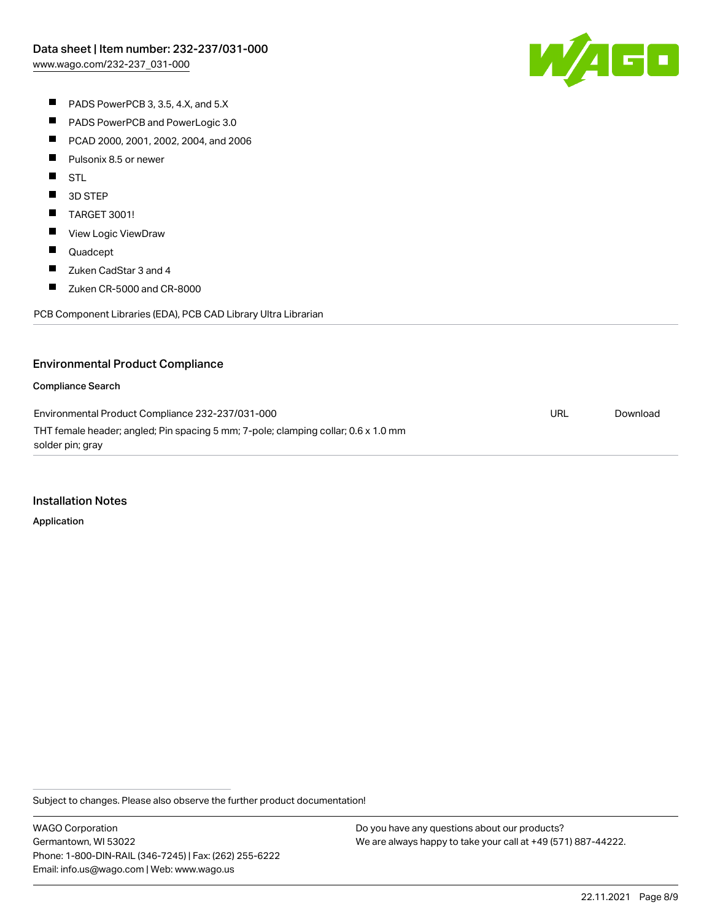- PADS PowerPCB 3, 3.5, 4.X, and 5.X
- PADS PowerPCB and PowerLogic 3.0
- PCAD 2000, 2001, 2002, 2004, and 2006
- Pulsonix 8.5 or newer
- STL
- 3D STEP
- TARGET 3001!
- View Logic ViewDraw
- Quadcept
- Zuken CadStar 3 and 4
- Zuken CR-5000 and CR-8000

PCB Component Libraries (EDA), PCB CAD Library Ultra Librarian

## Environmental Product Compliance

### Compliance Search

| | | |
|---|---|---|
| Environmental Product Compliance 232-237/031-000<br>THT female header; angled; Pin spacing 5 mm; 7-pole; clamping collar; 0.6 x 1.0 mm solder pin; gray | URL | Download |

## Installation Notes

### Application

Subject to changes. Please also observe the further product documentation!

WAGO Corporation
Germantown, WI 53022
Phone: 1-800-DIN-RAIL (346-7245) | Fax: (262) 255-6222
Email: info.us@wago.com | Web: www.wago.us

Do you have any questions about our products?
We are always happy to take your call at +49 (571) 887-44222.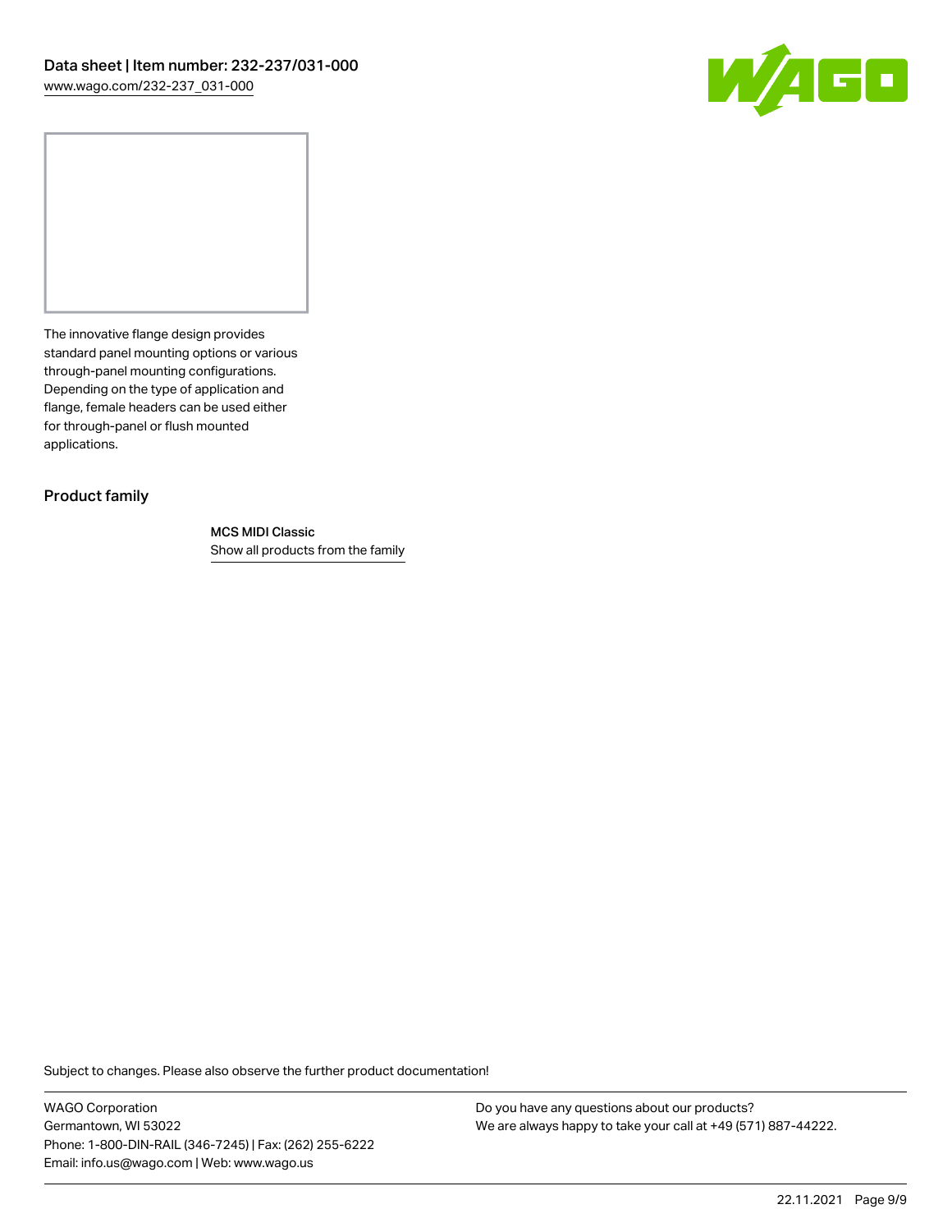The innovative flange design provides standard panel mounting options or various through-panel mounting configurations. Depending on the type of application and flange, female headers can be used either for through-panel or flush mounted applications.

## Product family

MCS MIDI Classic
Show all products from the family

Subject to changes. Please also observe the further product documentation!

WAGO Corporation
Germantown, WI 53022
Phone: 1-800-DIN-RAIL (346-7245) | Fax: (262) 255-6222
Email: info.us@wago.com | Web: www.wago.us

Do you have any questions about our products?
We are always happy to take your call at +49 (571) 887-44222.